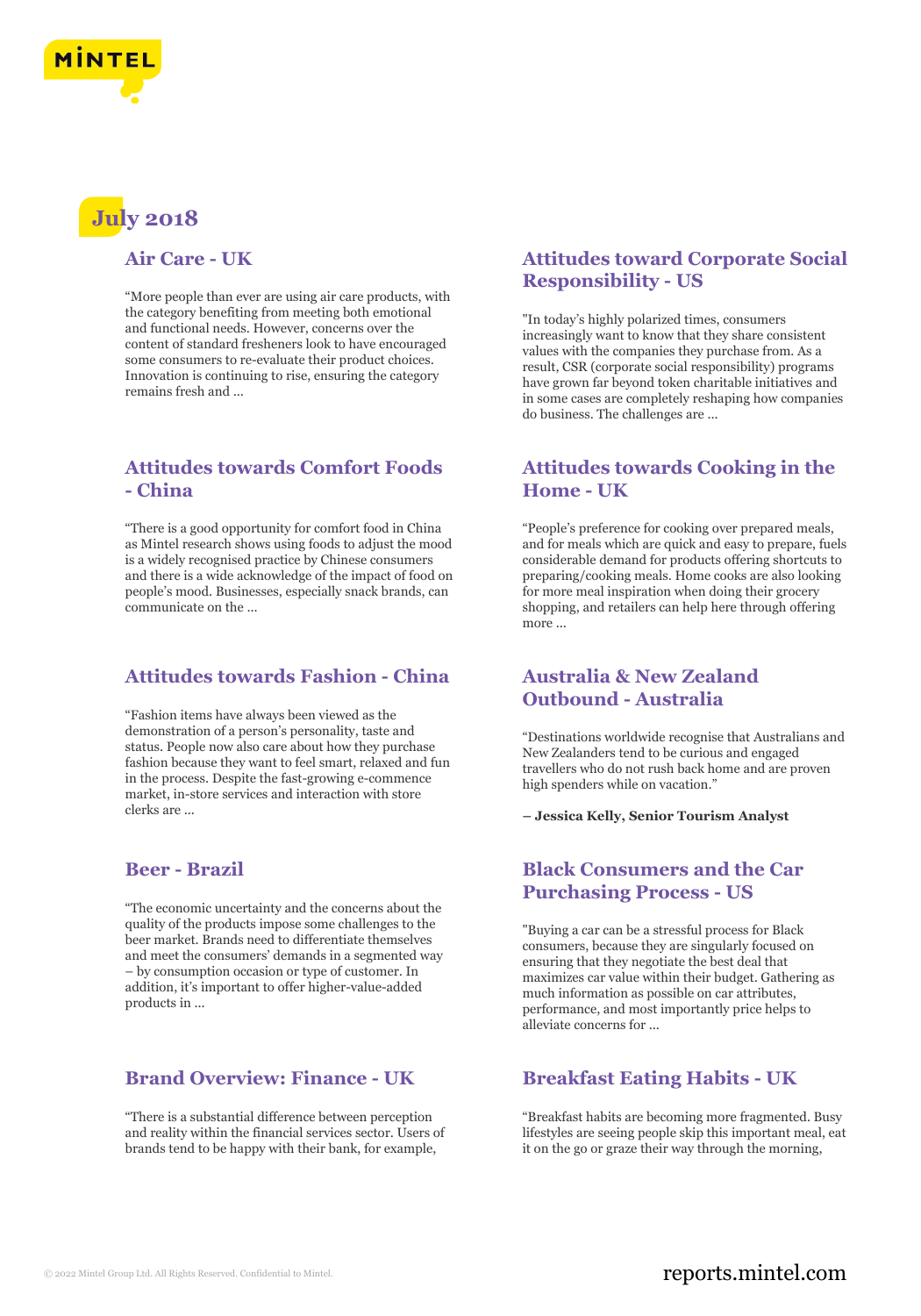# July 2018

## Air Care - UK

“More people than ever are using air care products, with the category benefiting from meeting both emotional and functional needs. However, concerns over the content of standard fresheners look to have encouraged some consumers to re-evaluate their product choices. Innovation is continuing to rise, ensuring the category remains fresh and ...

## Attitudes towards Comfort Foods - China

“There is a good opportunity for comfort food in China as Mintel research shows using foods to adjust the mood is a widely recognised practice by Chinese consumers and there is a wide acknowledge of the impact of food on people’s mood. Businesses, especially snack brands, can communicate on the ...

## Attitudes towards Fashion - China

“Fashion items have always been viewed as the demonstration of a person’s personality, taste and status. People now also care about how they purchase fashion because they want to feel smart, relaxed and fun in the process. Despite the fast-growing e-commence market, in-store services and interaction with store clerks are ...

## Beer - Brazil

“The economic uncertainty and the concerns about the quality of the products impose some challenges to the beer market. Brands need to differentiate themselves and meet the consumers’ demands in a segmented way – by consumption occasion or type of customer. In addition, it’s important to offer higher-value-added products in ...

## Brand Overview: Finance - UK

“There is a substantial difference between perception and reality within the financial services sector. Users of brands tend to be happy with their bank, for example,

## Attitudes toward Corporate Social Responsibility - US

"In today’s highly polarized times, consumers increasingly want to know that they share consistent values with the companies they purchase from. As a result, CSR (corporate social responsibility) programs have grown far beyond token charitable initiatives and in some cases are completely reshaping how companies do business. The challenges are ...

## Attitudes towards Cooking in the Home - UK

“People’s preference for cooking over prepared meals, and for meals which are quick and easy to prepare, fuels considerable demand for products offering shortcuts to preparing/cooking meals. Home cooks are also looking for more meal inspiration when doing their grocery shopping, and retailers can help here through offering more ...

## Australia & New Zealand Outbound - Australia

“Destinations worldwide recognise that Australians and New Zealanders tend to be curious and engaged travellers who do not rush back home and are proven high spenders while on vacation.”

**– Jessica Kelly, Senior Tourism Analyst**

## Black Consumers and the Car Purchasing Process - US

"Buying a car can be a stressful process for Black consumers, because they are singularly focused on ensuring that they negotiate the best deal that maximizes car value within their budget. Gathering as much information as possible on car attributes, performance, and most importantly price helps to alleviate concerns for ...

## Breakfast Eating Habits - UK

“Breakfast habits are becoming more fragmented. Busy lifestyles are seeing people skip this important meal, eat it on the go or graze their way through the morning,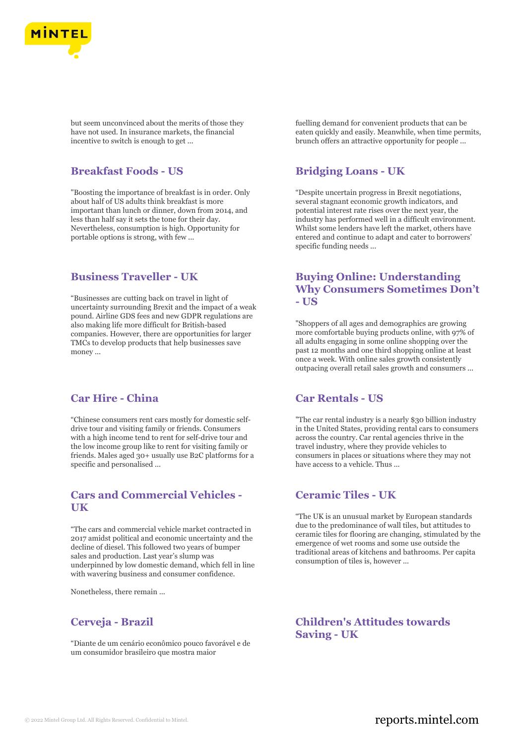but seem unconvinced about the merits of those they have not used. In insurance markets, the financial incentive to switch is enough to get ...

fuelling demand for convenient products that can be eaten quickly and easily. Meanwhile, when time permits, brunch offers an attractive opportunity for people ...

## Breakfast Foods - US

"Boosting the importance of breakfast is in order. Only about half of US adults think breakfast is more important than lunch or dinner, down from 2014, and less than half say it sets the tone for their day. Nevertheless, consumption is high. Opportunity for portable options is strong, with few ...

## Bridging Loans - UK

“Despite uncertain progress in Brexit negotiations, several stagnant economic growth indicators, and potential interest rate rises over the next year, the industry has performed well in a difficult environment. Whilst some lenders have left the market, others have entered and continue to adapt and cater to borrowers’ specific funding needs ...

## Business Traveller - UK

“Businesses are cutting back on travel in light of uncertainty surrounding Brexit and the impact of a weak pound. Airline GDS fees and new GDPR regulations are also making life more difficult for British-based companies. However, there are opportunities for larger TMCs to develop products that help businesses save money ...

## Buying Online: Understanding Why Consumers Sometimes Don’t - US

"Shoppers of all ages and demographics are growing more comfortable buying products online, with 97% of all adults engaging in some online shopping over the past 12 months and one third shopping online at least once a week. With online sales growth consistently outpacing overall retail sales growth and consumers ...

## Car Hire - China

“Chinese consumers rent cars mostly for domestic self-drive tour and visiting family or friends. Consumers with a high income tend to rent for self-drive tour and the low income group like to rent for visiting family or friends. Males aged 30+ usually use B2C platforms for a specific and personalised ...

## Car Rentals - US

"The car rental industry is a nearly $30 billion industry in the United States, providing rental cars to consumers across the country. Car rental agencies thrive in the travel industry, where they provide vehicles to consumers in places or situations where they may not have access to a vehicle. Thus ...

## Cars and Commercial Vehicles - UK

“The cars and commercial vehicle market contracted in 2017 amidst political and economic uncertainty and the decline of diesel. This followed two years of bumper sales and production. Last year’s slump was underpinned by low domestic demand, which fell in line with wavering business and consumer confidence.

Nonetheless, there remain ...

## Ceramic Tiles - UK

“The UK is an unusual market by European standards due to the predominance of wall tiles, but attitudes to ceramic tiles for flooring are changing, stimulated by the emergence of wet rooms and some use outside the traditional areas of kitchens and bathrooms. Per capita consumption of tiles is, however ...

## Cerveja - Brazil

“Diante de um cenário econômico pouco favorável e de um consumidor brasileiro que mostra maior

## Children's Attitudes towards Saving - UK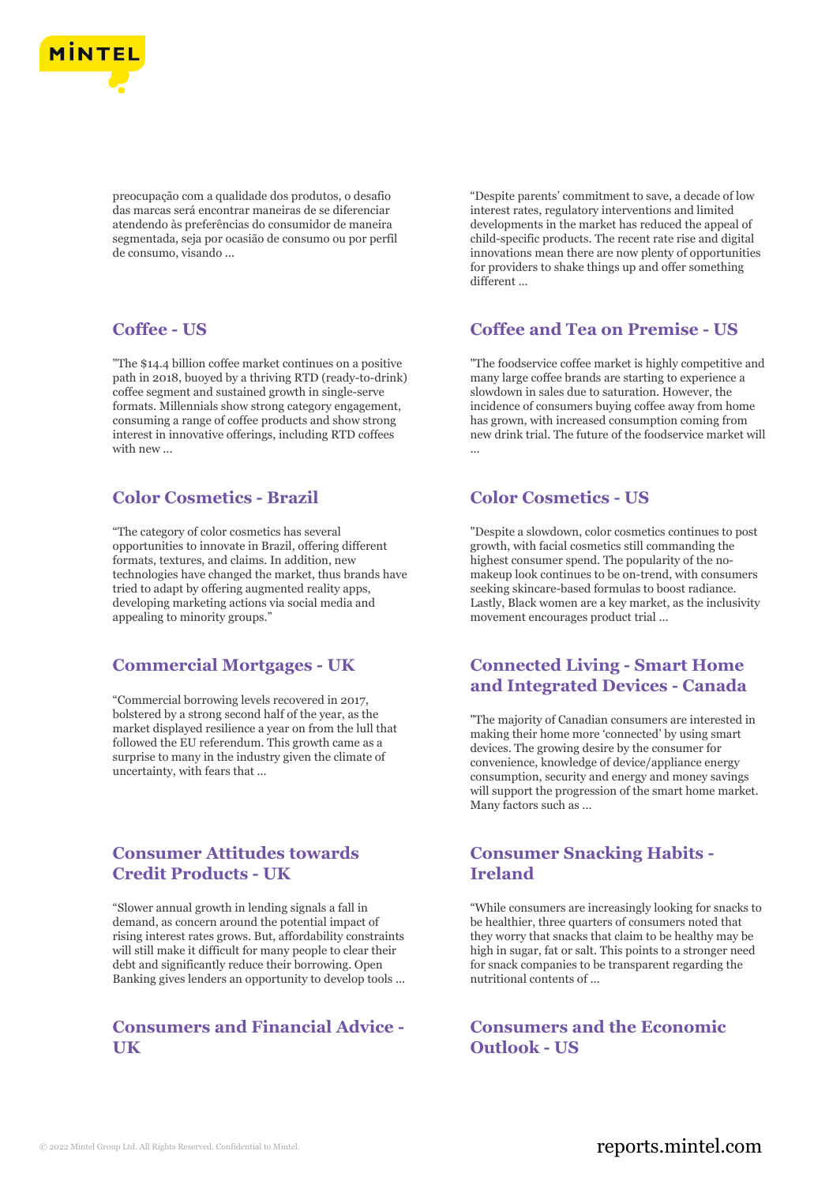preocupação com a qualidade dos produtos, o desafio das marcas será encontrar maneiras de se diferenciar atendendo às preferências do consumidor de maneira segmentada, seja por ocasião de consumo ou por perfil de consumo, visando ...

“Despite parents’ commitment to save, a decade of low interest rates, regulatory interventions and limited developments in the market has reduced the appeal of child-specific products. The recent rate rise and digital innovations mean there are now plenty of opportunities for providers to shake things up and offer something different ...

## Coffee - US

"The $14.4 billion coffee market continues on a positive path in 2018, buoyed by a thriving RTD (ready-to-drink) coffee segment and sustained growth in single-serve formats. Millennials show strong category engagement, consuming a range of coffee products and show strong interest in innovative offerings, including RTD coffees with new ...

## Coffee and Tea on Premise - US

"The foodservice coffee market is highly competitive and many large coffee brands are starting to experience a slowdown in sales due to saturation. However, the incidence of consumers buying coffee away from home has grown, with increased consumption coming from new drink trial. The future of the foodservice market will ...

## Color Cosmetics - Brazil

“The category of color cosmetics has several opportunities to innovate in Brazil, offering different formats, textures, and claims. In addition, new technologies have changed the market, thus brands have tried to adapt by offering augmented reality apps, developing marketing actions via social media and appealing to minority groups.”

## Color Cosmetics - US

"Despite a slowdown, color cosmetics continues to post growth, with facial cosmetics still commanding the highest consumer spend. The popularity of the no-makeup look continues to be on-trend, with consumers seeking skincare-based formulas to boost radiance. Lastly, Black women are a key market, as the inclusivity movement encourages product trial ...

## Commercial Mortgages - UK

“Commercial borrowing levels recovered in 2017, bolstered by a strong second half of the year, as the market displayed resilience a year on from the lull that followed the EU referendum. This growth came as a surprise to many in the industry given the climate of uncertainty, with fears that ...

## Connected Living - Smart Home and Integrated Devices - Canada

"The majority of Canadian consumers are interested in making their home more ‘connected’ by using smart devices. The growing desire by the consumer for convenience, knowledge of device/appliance energy consumption, security and energy and money savings will support the progression of the smart home market. Many factors such as ...

## Consumer Attitudes towards Credit Products - UK

“Slower annual growth in lending signals a fall in demand, as concern around the potential impact of rising interest rates grows. But, affordability constraints will still make it difficult for many people to clear their debt and significantly reduce their borrowing. Open Banking gives lenders an opportunity to develop tools ...

## Consumer Snacking Habits - Ireland

“While consumers are increasingly looking for snacks to be healthier, three quarters of consumers noted that they worry that snacks that claim to be healthy may be high in sugar, fat or salt. This points to a stronger need for snack companies to be transparent regarding the nutritional contents of ...

## Consumers and Financial Advice - UK

## Consumers and the Economic Outlook - US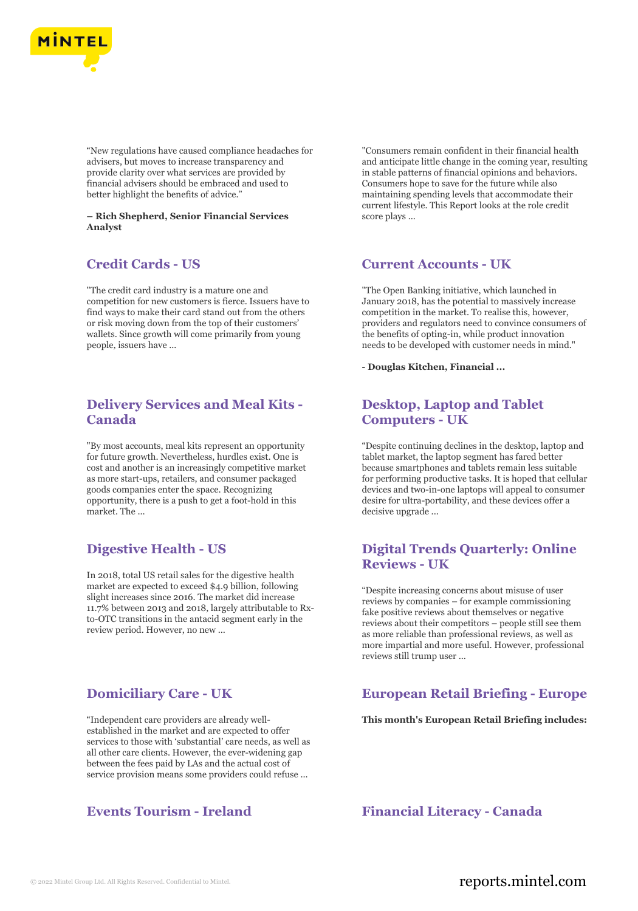“New regulations have caused compliance headaches for advisers, but moves to increase transparency and provide clarity over what services are provided by financial advisers should be embraced and used to better highlight the benefits of advice.”

**– Rich Shepherd, Senior Financial Services Analyst**

"Consumers remain confident in their financial health and anticipate little change in the coming year, resulting in stable patterns of financial opinions and behaviors. Consumers hope to save for the future while also maintaining spending levels that accommodate their current lifestyle. This Report looks at the role credit score plays ...

## Credit Cards - US

"The credit card industry is a mature one and competition for new customers is fierce. Issuers have to find ways to make their card stand out from the others or risk moving down from the top of their customers' wallets. Since growth will come primarily from young people, issuers have ...

## Current Accounts - UK

"The Open Banking initiative, which launched in January 2018, has the potential to massively increase competition in the market. To realise this, however, providers and regulators need to convince consumers of the benefits of opting-in, while product innovation needs to be developed with customer needs in mind."

**- Douglas Kitchen, Financial ...**

## Delivery Services and Meal Kits - Canada

"By most accounts, meal kits represent an opportunity for future growth. Nevertheless, hurdles exist. One is cost and another is an increasingly competitive market as more start-ups, retailers, and consumer packaged goods companies enter the space. Recognizing opportunity, there is a push to get a foot-hold in this market. The ...

## Desktop, Laptop and Tablet Computers - UK

“Despite continuing declines in the desktop, laptop and tablet market, the laptop segment has fared better because smartphones and tablets remain less suitable for performing productive tasks. It is hoped that cellular devices and two-in-one laptops will appeal to consumer desire for ultra-portability, and these devices offer a decisive upgrade ...

## Digestive Health - US

In 2018, total US retail sales for the digestive health market are expected to exceed $4.9 billion, following slight increases since 2016. The market did increase 11.7% between 2013 and 2018, largely attributable to Rx-to-OTC transitions in the antacid segment early in the review period. However, no new ...

## Digital Trends Quarterly: Online Reviews - UK

“Despite increasing concerns about misuse of user reviews by companies – for example commissioning fake positive reviews about themselves or negative reviews about their competitors – people still see them as more reliable than professional reviews, as well as more impartial and more useful. However, professional reviews still trump user ...

## Domiciliary Care - UK

“Independent care providers are already well-established in the market and are expected to offer services to those with ‘substantial’ care needs, as well as all other care clients. However, the ever-widening gap between the fees paid by LAs and the actual cost of service provision means some providers could refuse ...

## European Retail Briefing - Europe

**This month's European Retail Briefing includes:**

## Events Tourism - Ireland

## Financial Literacy - Canada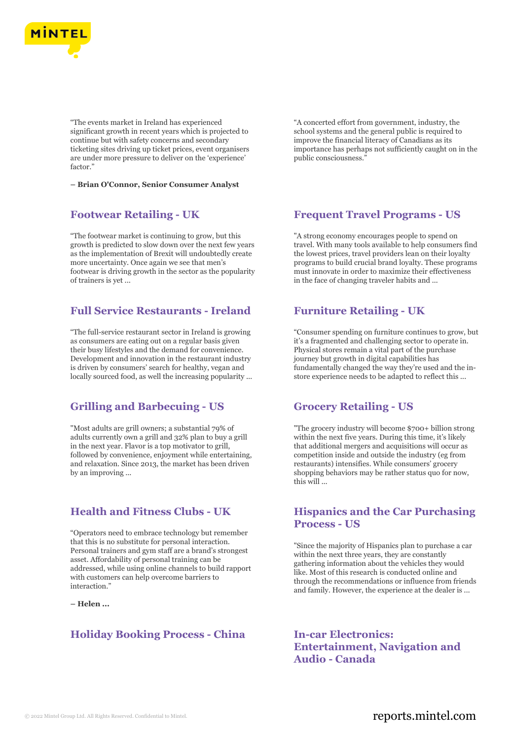"The events market in Ireland has experienced significant growth in recent years which is projected to continue but with safety concerns and secondary ticketing sites driving up ticket prices, event organisers are under more pressure to deliver on the 'experience' factor."

**– Brian O'Connor, Senior Consumer Analyst**

"A concerted effort from government, industry, the school systems and the general public is required to improve the financial literacy of Canadians as its importance has perhaps not sufficiently caught on in the public consciousness."

## Footwear Retailing - UK

"The footwear market is continuing to grow, but this growth is predicted to slow down over the next few years as the implementation of Brexit will undoubtedly create more uncertainty. Once again we see that men's footwear is driving growth in the sector as the popularity of trainers is yet ...

## Frequent Travel Programs - US

"A strong economy encourages people to spend on travel. With many tools available to help consumers find the lowest prices, travel providers lean on their loyalty programs to build crucial brand loyalty. These programs must innovate in order to maximize their effectiveness in the face of changing traveler habits and ...

## Full Service Restaurants - Ireland

"The full-service restaurant sector in Ireland is growing as consumers are eating out on a regular basis given their busy lifestyles and the demand for convenience. Development and innovation in the restaurant industry is driven by consumers' search for healthy, vegan and locally sourced food, as well the increasing popularity ...

## Furniture Retailing - UK

"Consumer spending on furniture continues to grow, but it's a fragmented and challenging sector to operate in. Physical stores remain a vital part of the purchase journey but growth in digital capabilities has fundamentally changed the way they're used and the in-store experience needs to be adapted to reflect this ...

## Grilling and Barbecuing - US

"Most adults are grill owners; a substantial 79% of adults currently own a grill and 32% plan to buy a grill in the next year. Flavor is a top motivator to grill, followed by convenience, enjoyment while entertaining, and relaxation. Since 2013, the market has been driven by an improving ...

## Grocery Retailing - US

"The grocery industry will become $700+ billion strong within the next five years. During this time, it's likely that additional mergers and acquisitions will occur as competition inside and outside the industry (eg from restaurants) intensifies. While consumers' grocery shopping behaviors may be rather status quo for now, this will ...

## Health and Fitness Clubs - UK

"Operators need to embrace technology but remember that this is no substitute for personal interaction. Personal trainers and gym staff are a brand's strongest asset. Affordability of personal training can be addressed, while using online channels to build rapport with customers can help overcome barriers to interaction."

**– Helen ...**

## Hispanics and the Car Purchasing Process - US

"Since the majority of Hispanics plan to purchase a car within the next three years, they are constantly gathering information about the vehicles they would like. Most of this research is conducted online and through the recommendations or influence from friends and family. However, the experience at the dealer is ...

## Holiday Booking Process - China

## In-car Electronics: Entertainment, Navigation and Audio - Canada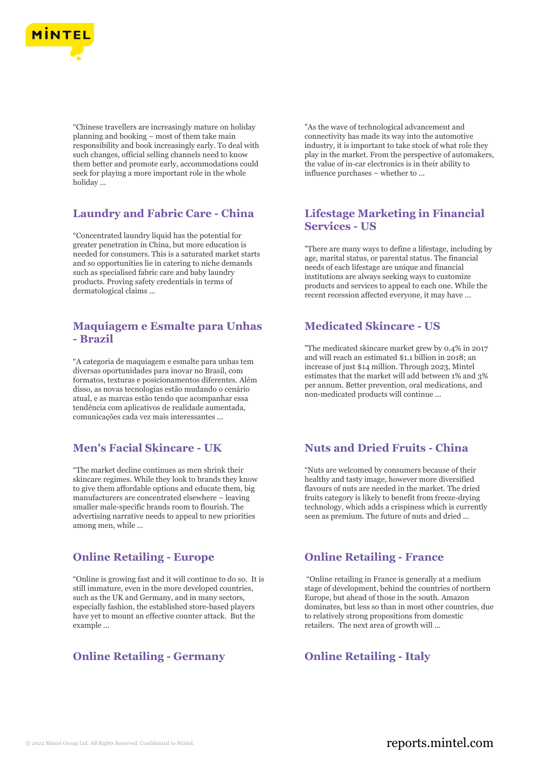"Chinese travellers are increasingly mature on holiday planning and booking – most of them take main responsibility and book increasingly early. To deal with such changes, official selling channels need to know them better and promote early, accommodations could seek for playing a more important role in the whole holiday ...

"As the wave of technological advancement and connectivity has made its way into the automotive industry, it is important to take stock of what role they play in the market. From the perspective of automakers, the value of in-car electronics is in their ability to influence purchases – whether to ...

## Laundry and Fabric Care - China

"Concentrated laundry liquid has the potential for greater penetration in China, but more education is needed for consumers. This is a saturated market starts and so opportunities lie in catering to niche demands such as specialised fabric care and baby laundry products. Proving safety credentials in terms of dermatological claims ...

## Lifestage Marketing in Financial Services - US

"There are many ways to define a lifestage, including by age, marital status, or parental status. The financial needs of each lifestage are unique and financial institutions are always seeking ways to customize products and services to appeal to each one. While the recent recession affected everyone, it may have ...

## Maquiagem e Esmalte para Unhas - Brazil

"A categoria de maquiagem e esmalte para unhas tem diversas oportunidades para inovar no Brasil, com formatos, texturas e posicionamentos diferentes. Além disso, as novas tecnologias estão mudando o cenário atual, e as marcas estão tendo que acompanhar essa tendência com aplicativos de realidade aumentada, comunicações cada vez mais interessantes ...

## Medicated Skincare - US

"The medicated skincare market grew by 0.4% in 2017 and will reach an estimated $1.1 billion in 2018; an increase of just $14 million. Through 2023, Mintel estimates that the market will add between 1% and 3% per annum. Better prevention, oral medications, and non-medicated products will continue ...

## Men's Facial Skincare - UK

"The market decline continues as men shrink their skincare regimes. While they look to brands they know to give them affordable options and educate them, big manufacturers are concentrated elsewhere – leaving smaller male-specific brands room to flourish. The advertising narrative needs to appeal to new priorities among men, while ...

## Nuts and Dried Fruits - China

"Nuts are welcomed by consumers because of their healthy and tasty image, however more diversified flavours of nuts are needed in the market. The dried fruits category is likely to benefit from freeze-drying technology, which adds a crispiness which is currently seen as premium. The future of nuts and dried ...

## Online Retailing - Europe

"Online is growing fast and it will continue to do so. It is still immature, even in the more developed countries, such as the UK and Germany, and in many sectors, especially fashion, the established store-based players have yet to mount an effective counter attack. But the example ...

## Online Retailing - France

"Online retailing in France is generally at a medium stage of development, behind the countries of northern Europe, but ahead of those in the south. Amazon dominates, but less so than in most other countries, due to relatively strong propositions from domestic retailers. The next area of growth will ...

## Online Retailing - Germany

## Online Retailing - Italy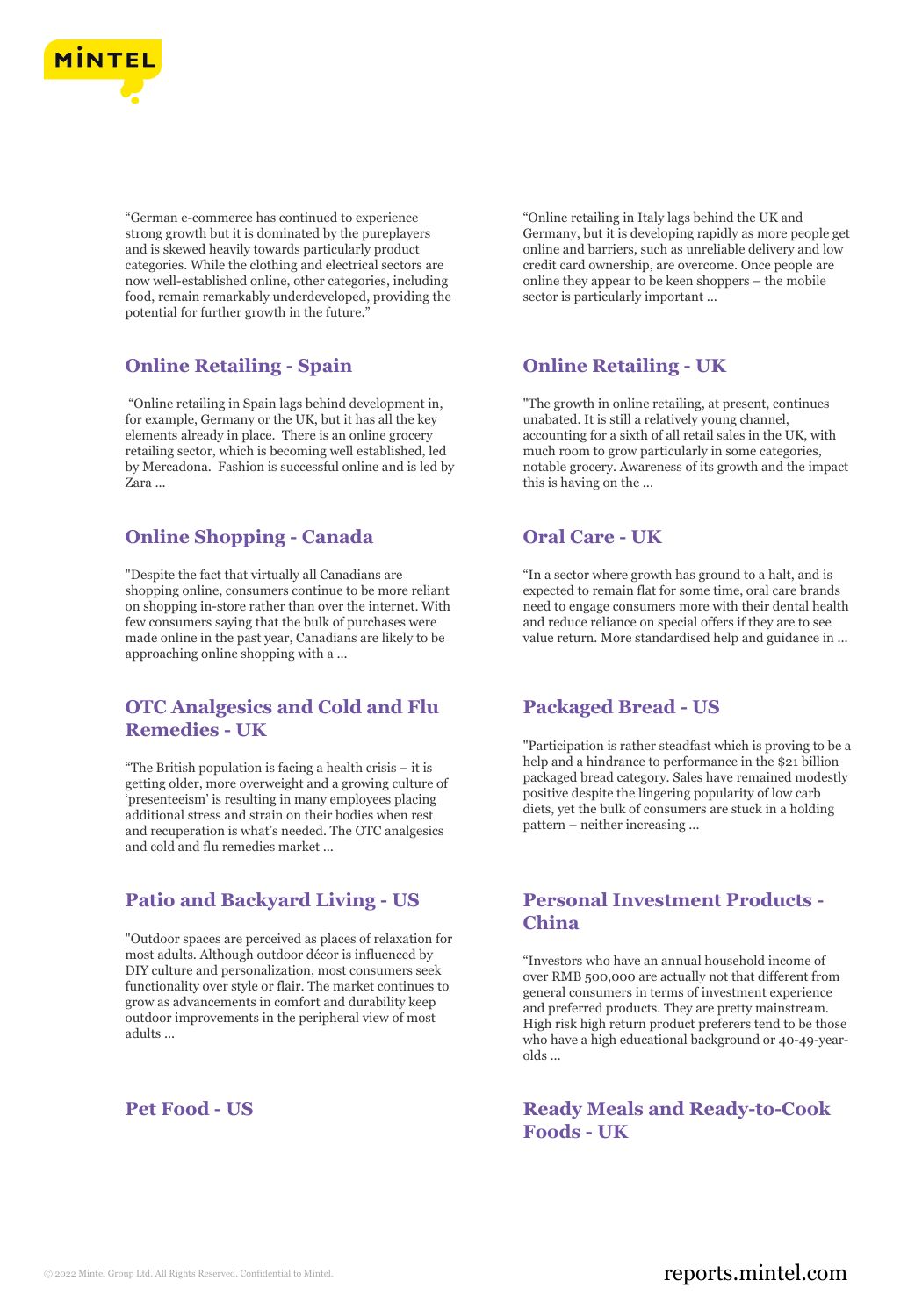“German e-commerce has continued to experience strong growth but it is dominated by the pureplayers and is skewed heavily towards particularly product categories. While the clothing and electrical sectors are now well-established online, other categories, including food, remain remarkably underdeveloped, providing the potential for further growth in the future.”

“Online retailing in Italy lags behind the UK and Germany, but it is developing rapidly as more people get online and barriers, such as unreliable delivery and low credit card ownership, are overcome. Once people are online they appear to be keen shoppers – the mobile sector is particularly important ...

## Online Retailing - Spain

“Online retailing in Spain lags behind development in, for example, Germany or the UK, but it has all the key elements already in place. There is an online grocery retailing sector, which is becoming well established, led by Mercadona. Fashion is successful online and is led by Zara ...

## Online Retailing - UK

"The growth in online retailing, at present, continues unabated. It is still a relatively young channel, accounting for a sixth of all retail sales in the UK, with much room to grow particularly in some categories, notable grocery. Awareness of its growth and the impact this is having on the ...

## Online Shopping - Canada

"Despite the fact that virtually all Canadians are shopping online, consumers continue to be more reliant on shopping in-store rather than over the internet. With few consumers saying that the bulk of purchases were made online in the past year, Canadians are likely to be approaching online shopping with a ...

## Oral Care - UK

“In a sector where growth has ground to a halt, and is expected to remain flat for some time, oral care brands need to engage consumers more with their dental health and reduce reliance on special offers if they are to see value return. More standardised help and guidance in ...

## OTC Analgesics and Cold and Flu Remedies - UK

“The British population is facing a health crisis – it is getting older, more overweight and a growing culture of ‘presenteeism’ is resulting in many employees placing additional stress and strain on their bodies when rest and recuperation is what’s needed. The OTC analgesics and cold and flu remedies market ...

## Packaged Bread - US

"Participation is rather steadfast which is proving to be a help and a hindrance to performance in the $21 billion packaged bread category. Sales have remained modestly positive despite the lingering popularity of low carb diets, yet the bulk of consumers are stuck in a holding pattern – neither increasing ...

## Patio and Backyard Living - US

"Outdoor spaces are perceived as places of relaxation for most adults. Although outdoor décor is influenced by DIY culture and personalization, most consumers seek functionality over style or flair. The market continues to grow as advancements in comfort and durability keep outdoor improvements in the peripheral view of most adults ...

## Personal Investment Products - China

“Investors who have an annual household income of over RMB 500,000 are actually not that different from general consumers in terms of investment experience and preferred products. They are pretty mainstream. High risk high return product preferers tend to be those who have a high educational background or 40-49-year-olds ...

## Pet Food - US

## Ready Meals and Ready-to-Cook Foods - UK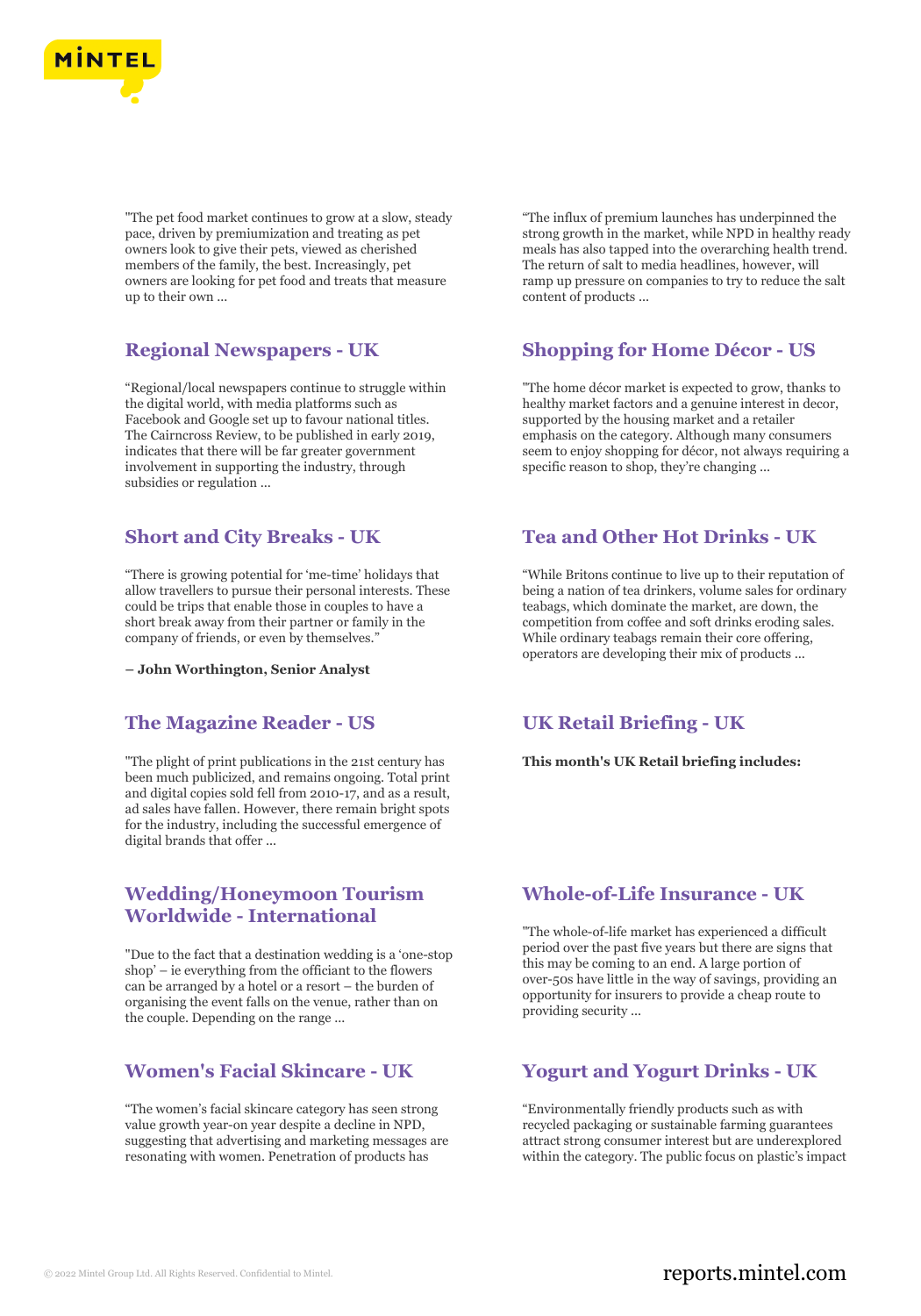"The pet food market continues to grow at a slow, steady pace, driven by premiumization and treating as pet owners look to give their pets, viewed as cherished members of the family, the best. Increasingly, pet owners are looking for pet food and treats that measure up to their own ...

"The influx of premium launches has underpinned the strong growth in the market, while NPD in healthy ready meals has also tapped into the overarching health trend. The return of salt to media headlines, however, will ramp up pressure on companies to try to reduce the salt content of products ...

## Regional Newspapers - UK

"Regional/local newspapers continue to struggle within the digital world, with media platforms such as Facebook and Google set up to favour national titles. The Cairncross Review, to be published in early 2019, indicates that there will be far greater government involvement in supporting the industry, through subsidies or regulation ...

## Shopping for Home Décor - US

"The home décor market is expected to grow, thanks to healthy market factors and a genuine interest in decor, supported by the housing market and a retailer emphasis on the category. Although many consumers seem to enjoy shopping for décor, not always requiring a specific reason to shop, they're changing ...

## Short and City Breaks - UK

"There is growing potential for 'me-time' holidays that allow travellers to pursue their personal interests. These could be trips that enable those in couples to have a short break away from their partner or family in the company of friends, or even by themselves."

**– John Worthington, Senior Analyst**

## Tea and Other Hot Drinks - UK

"While Britons continue to live up to their reputation of being a nation of tea drinkers, volume sales for ordinary teabags, which dominate the market, are down, the competition from coffee and soft drinks eroding sales. While ordinary teabags remain their core offering, operators are developing their mix of products ...

## The Magazine Reader - US

"The plight of print publications in the 21st century has been much publicized, and remains ongoing. Total print and digital copies sold fell from 2010-17, and as a result, ad sales have fallen. However, there remain bright spots for the industry, including the successful emergence of digital brands that offer ...

## UK Retail Briefing - UK

**This month's UK Retail briefing includes:**

## Wedding/Honeymoon Tourism Worldwide - International

"Due to the fact that a destination wedding is a 'one-stop shop' – ie everything from the officiant to the flowers can be arranged by a hotel or a resort – the burden of organising the event falls on the venue, rather than on the couple. Depending on the range ...

## Whole-of-Life Insurance - UK

"The whole-of-life market has experienced a difficult period over the past five years but there are signs that this may be coming to an end. A large portion of over-50s have little in the way of savings, providing an opportunity for insurers to provide a cheap route to providing security ...

## Women's Facial Skincare - UK

"The women's facial skincare category has seen strong value growth year-on year despite a decline in NPD, suggesting that advertising and marketing messages are resonating with women. Penetration of products has

## Yogurt and Yogurt Drinks - UK

"Environmentally friendly products such as with recycled packaging or sustainable farming guarantees attract strong consumer interest but are underexplored within the category. The public focus on plastic's impact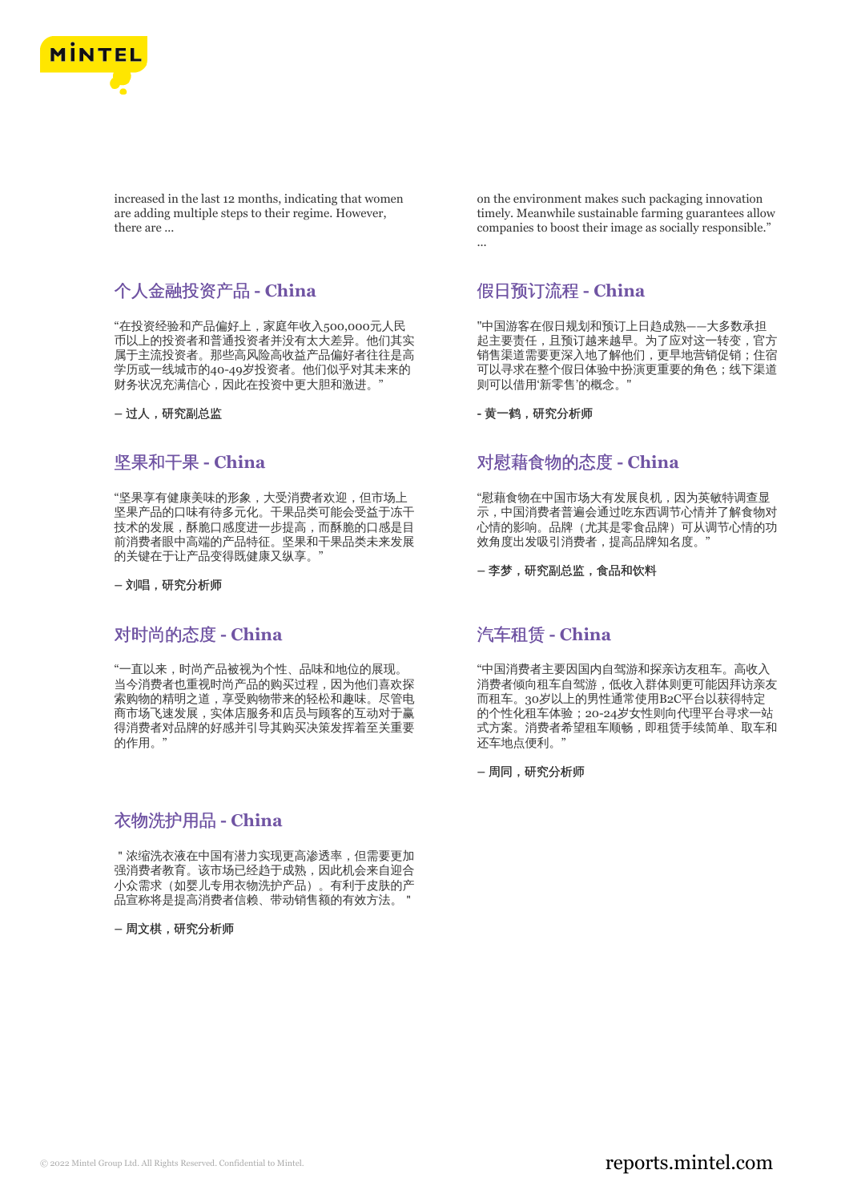increased in the last 12 months, indicating that women are adding multiple steps to their regime. However, there are ...

on the environment makes such packaging innovation timely. Meanwhile sustainable farming guarantees allow companies to boost their image as socially responsible." ...

## 个人金融投资产品 - China

“在投资经验和产品偏好上，家庭年收入500,000元人民币以上的投资者和普通投资者并没有太大差异。他们其实属于主流投资者。那些高风险高收益产品偏好者往往是高学历或一线城市的40-49岁投资者。他们似乎对其未来的财务状况充满信心，因此在投资中更大胆和激进。”

**– 过人，研究副总监**

## 坚果和干果 - China

“坚果享有健康美味的形象，大受消费者欢迎，但市场上坚果产品的口味有待多元化。干果品类可能会受益于冻干技术的发展，酥脆口感度进一步提高，而酥脆的口感是目前消费者眼中高端的产品特征。坚果和干果品类未来发展的关键在于让产品变得既健康又纵享。”

**– 刘唱，研究分析师**

## 对时尚的态度 - China

“一直以来，时尚产品被视为个性、品味和地位的展现。当今消费者也重视时尚产品的购买过程，因为他们喜欢探索购物的精明之道，享受购物带来的轻松和趣味。尽管电商市场飞速发展，实体店服务和店员与顾客的互动对于赢得消费者对品牌的好感并引导其购买决策发挥着至关重要的作用。”

## 衣物洗护用品 - China

" 浓缩洗衣液在中国有潜力实现更高渗透率，但需要更加强消费者教育。该市场已经趋于成熟，因此机会来自迎合小众需求（如婴儿专用衣物洗护产品）。有利于皮肤的产品宣称将是提高消费者信赖、带动销售额的有效方法。 "

**– 周文棋，研究分析师**

## 假日预订流程 - China

"中国游客在假日规划和预订上日趋成熟——大多数承担起主要责任，且预订越来越早。为了应对这一转变，官方销售渠道需要更深入地了解他们，更早地营销促销；住宿可以寻求在整个假日体验中扮演更重要的角色；线下渠道则可以借用'新零售'的概念。"

**- 黄一鹤，研究分析师**

## 对慰藉食物的态度 - China

“慰藉食物在中国市场大有发展良机，因为英敏特调查显示，中国消费者普遍会通过吃东西调节心情并了解食物对心情的影响。品牌（尤其是零食品牌）可从调节心情的功效角度出发吸引消费者，提高品牌知名度。”

**– 李梦，研究副总监，食品和饮料**

## 汽车租赁 - China

“中国消费者主要因国内自驾游和探亲访友租车。高收入消费者倾向租车自驾游，低收入群体则更可能因拜访亲友而租车。30岁以上的男性通常使用B2C平台以获得特定的个性化租车体验；20-24岁女性则向代理平台寻求一站式方案。消费者希望租车顺畅，即租赁手续简单、取车和还车地点便利。”

**– 周同，研究分析师**